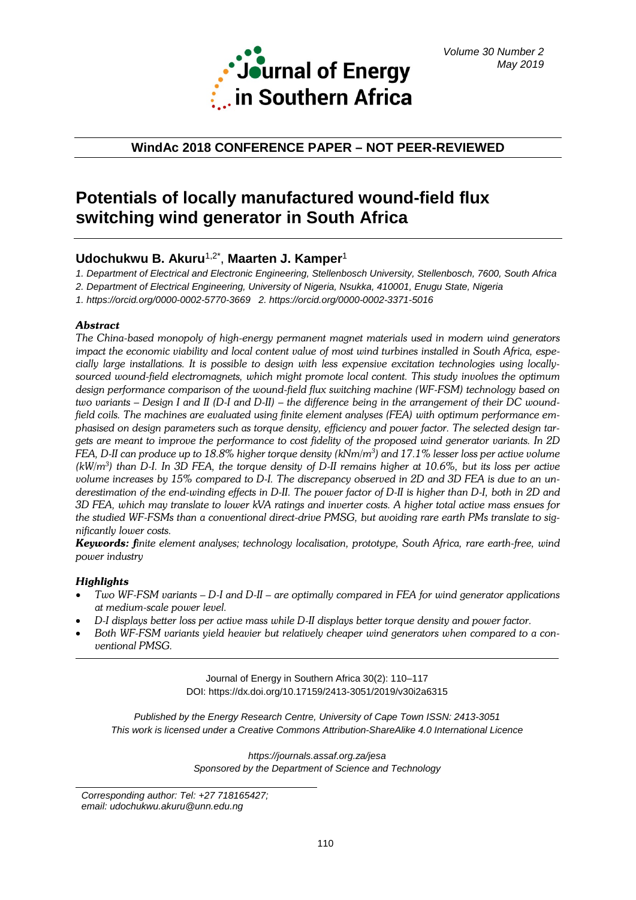**WindAc 2018 CONFERENCE PAPER – NOT PEER-REVIEWED**

# Potentials of locally manufactured wound-field flux switching wind generator in South Africa

## Udochukwu B. Akuru[1,2*], Maarten J. Kamper[1]

*1. Department of Electrical and Electronic Engineering, Stellenbosch University, Stellenbosch, 7600, South Africa*

*2. Department of Electrical Engineering, University of Nigeria, Nsukka, 410001, Enugu State, Nigeria*

*1. https://orcid.org/0000-0002-5770-3669 2. https://orcid.org/0000-0002-3371-5016*

### Abstract

*The China-based monopoly of high-energy permanent magnet materials used in modern wind generators impact the economic viability and local content value of most wind turbines installed in South Africa, especially large installations. It is possible to design with less expensive excitation technologies using locally-sourced wound-field electromagnets, which might promote local content. This study involves the optimum design performance comparison of the wound-field flux switching machine (WF-FSM) technology based on two variants – Design I and II (D-I and D-II) – the difference being in the arrangement of their DC wound-field coils. The machines are evaluated using finite element analyses (FEA) with optimum performance emphasised on design parameters such as torque density, efficiency and power factor. The selected design targets are meant to improve the performance to cost fidelity of the proposed wind generator variants. In 2D FEA, D-II can produce up to 18.8% higher torque density (kNm/m$^3$) and 17.1% lesser loss per active volume (kW/m$^3$) than D-I. In 3D FEA, the torque density of D-II remains higher at 10.6%, but its loss per active volume increases by 15% compared to D-I. The discrepancy observed in 2D and 3D FEA is due to an underestimation of the end-winding effects in D-II. The power factor of D-II is higher than D-I, both in 2D and 3D FEA, which may translate to lower kVA ratings and inverter costs. A higher total active mass ensues for the studied WF-FSMs than a conventional direct-drive PMSG, but avoiding rare earth PMs translate to significantly lower costs.*

***Keywords:*** *finite element analyses; technology localisation, prototype, South Africa, rare earth-free, wind power industry*

### Highlights

- *Two WF-FSM variants – D-I and D-II – are optimally compared in FEA for wind generator applications at medium-scale power level.*
- *D-I displays better loss per active mass while D-II displays better torque density and power factor.*
- *Both WF-FSM variants yield heavier but relatively cheaper wind generators when compared to a conventional PMSG.*

Journal of Energy in Southern Africa 30(2): 110–117
DOI: https://dx.doi.org/10.17159/2413-3051/2019/v30i2a6315

*Published by the Energy Research Centre, University of Cape Town ISSN: 2413-3051*
*This work is licensed under a Creative Commons Attribution-ShareAlike 4.0 International Licence*

*https://journals.assaf.org.za/jesa*
*Sponsored by the Department of Science and Technology*

*Corresponding author: Tel: +27 718165427; email: udochukwu.akuru@unn.edu.ng*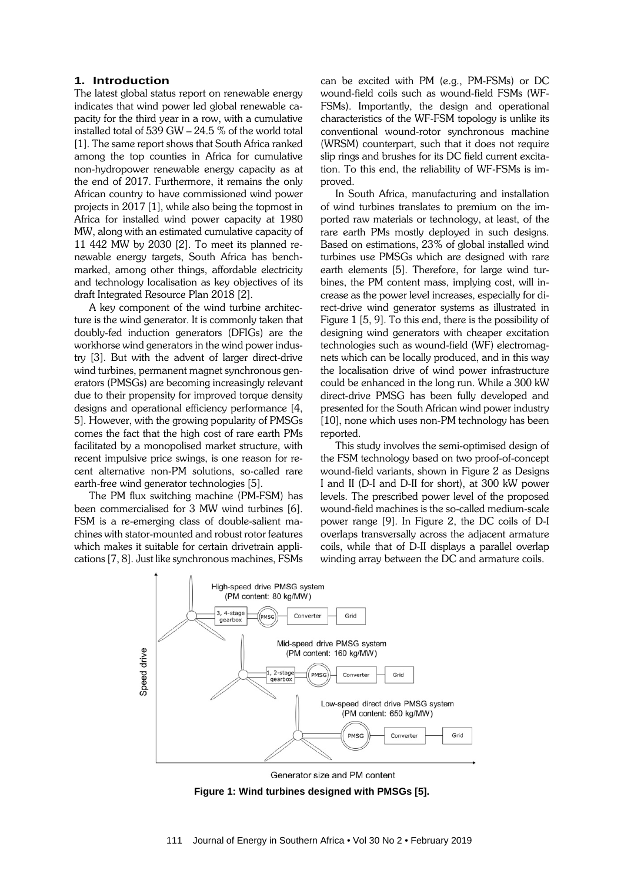## 1. Introduction

The latest global status report on renewable energy indicates that wind power led global renewable capacity for the third year in a row, with a cumulative installed total of 539 GW – 24.5 % of the world total [1]. The same report shows that South Africa ranked among the top counties in Africa for cumulative non-hydropower renewable energy capacity as at the end of 2017. Furthermore, it remains the only African country to have commissioned wind power projects in 2017 [1], while also being the topmost in Africa for installed wind power capacity at 1980 MW, along with an estimated cumulative capacity of 11 442 MW by 2030 [2]. To meet its planned renewable energy targets, South Africa has benchmarked, among other things, affordable electricity and technology localisation as key objectives of its draft Integrated Resource Plan 2018 [2].

A key component of the wind turbine architecture is the wind generator. It is commonly taken that doubly-fed induction generators (DFIGs) are the workhorse wind generators in the wind power industry [3]. But with the advent of larger direct-drive wind turbines, permanent magnet synchronous generators (PMSGs) are becoming increasingly relevant due to their propensity for improved torque density designs and operational efficiency performance [4, 5]. However, with the growing popularity of PMSGs comes the fact that the high cost of rare earth PMs facilitated by a monopolised market structure, with recent impulsive price swings, is one reason for recent alternative non-PM solutions, so-called rare earth-free wind generator technologies [5].

The PM flux switching machine (PM-FSM) has been commercialised for 3 MW wind turbines [6]. FSM is a re-emerging class of double-salient machines with stator-mounted and robust rotor features which makes it suitable for certain drivetrain applications [7, 8]. Just like synchronous machines, FSMs can be excited with PM (e.g., PM-FSMs) or DC wound-field coils such as wound-field FSMs (WF-FSMs). Importantly, the design and operational characteristics of the WF-FSM topology is unlike its conventional wound-rotor synchronous machine (WRSM) counterpart, such that it does not require slip rings and brushes for its DC field current excitation. To this end, the reliability of WF-FSMs is improved.

In South Africa, manufacturing and installation of wind turbines translates to premium on the imported raw materials or technology, at least, of the rare earth PMs mostly deployed in such designs. Based on estimations, 23% of global installed wind turbines use PMSGs which are designed with rare earth elements [5]. Therefore, for large wind turbines, the PM content mass, implying cost, will increase as the power level increases, especially for direct-drive wind generator systems as illustrated in Figure 1 [5, 9]. To this end, there is the possibility of designing wind generators with cheaper excitation technologies such as wound-field (WF) electromagnets which can be locally produced, and in this way the localisation drive of wind power infrastructure could be enhanced in the long run. While a 300 kW direct-drive PMSG has been fully developed and presented for the South African wind power industry [10], none which uses non-PM technology has been reported.

This study involves the semi-optimised design of the FSM technology based on two proof-of-concept wound-field variants, shown in Figure 2 as Designs I and II (D-I and D-II for short), at 300 kW power levels. The prescribed power level of the proposed wound-field machines is the so-called medium-scale power range [9]. In Figure 2, the DC coils of D-I overlaps transversally across the adjacent armature coils, while that of D-II displays a parallel overlap winding array between the DC and armature coils.

**Figure 1: Wind turbines designed with PMSGs [5].**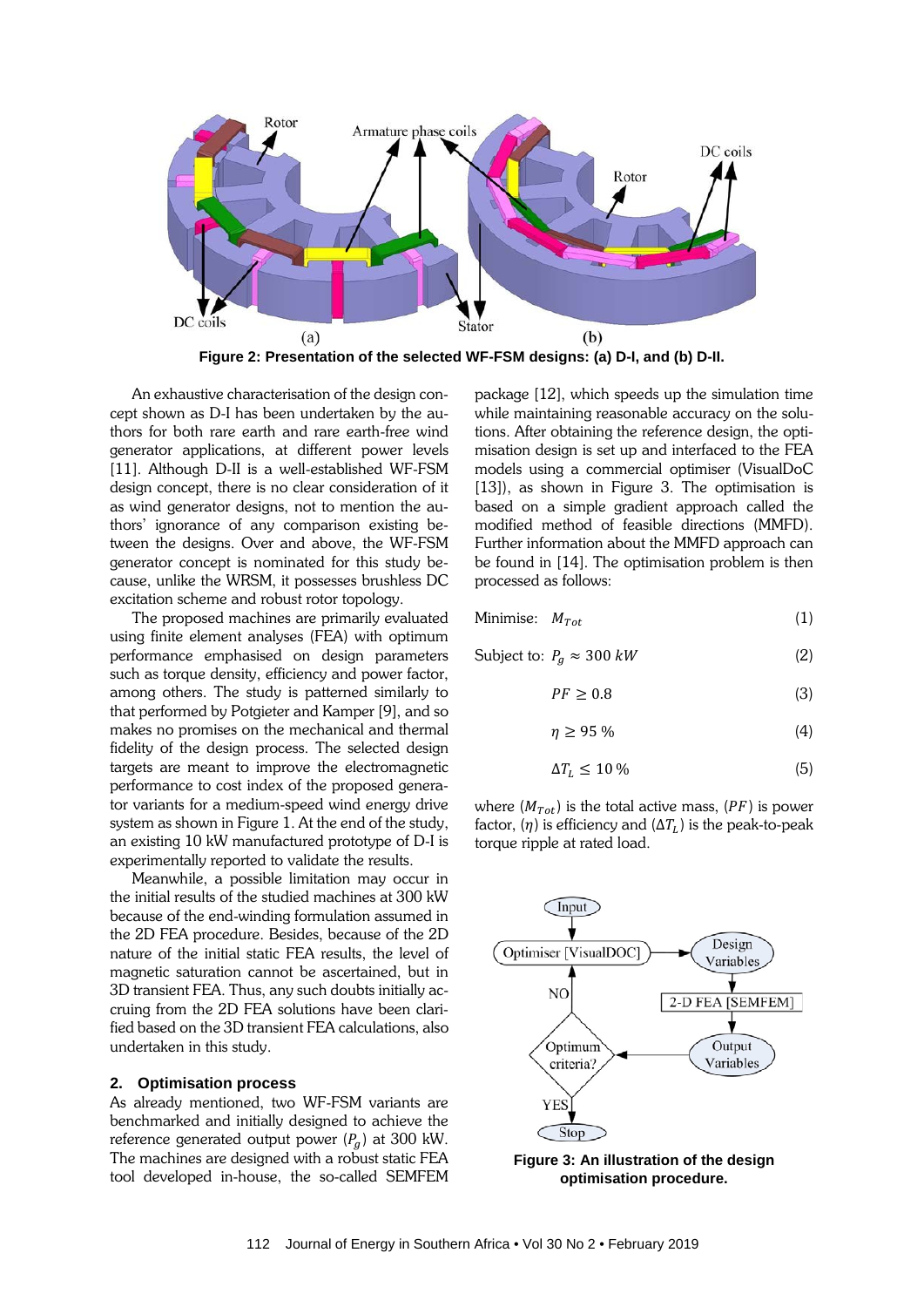Figure 2: Presentation of the selected WF-FSM designs: (a) D-I, and (b) D-II.

An exhaustive characterisation of the design concept shown as D-I has been undertaken by the authors for both rare earth and rare earth-free wind generator applications, at different power levels [11]. Although D-II is a well-established WF-FSM design concept, there is no clear consideration of it as wind generator designs, not to mention the authors' ignorance of any comparison existing between the designs. Over and above, the WF-FSM generator concept is nominated for this study because, unlike the WRSM, it possesses brushless DC excitation scheme and robust rotor topology.

The proposed machines are primarily evaluated using finite element analyses (FEA) with optimum performance emphasised on design parameters such as torque density, efficiency and power factor, among others. The study is patterned similarly to that performed by Potgieter and Kamper [9], and so makes no promises on the mechanical and thermal fidelity of the design process. The selected design targets are meant to improve the electromagnetic performance to cost index of the proposed generator variants for a medium-speed wind energy drive system as shown in Figure 1. At the end of the study, an existing 10 kW manufactured prototype of D-I is experimentally reported to validate the results.

Meanwhile, a possible limitation may occur in the initial results of the studied machines at 300 kW because of the end-winding formulation assumed in the 2D FEA procedure. Besides, because of the 2D nature of the initial static FEA results, the level of magnetic saturation cannot be ascertained, but in 3D transient FEA. Thus, any such doubts initially accruing from the 2D FEA solutions have been clarified based on the 3D transient FEA calculations, also undertaken in this study.

## 2. Optimisation process

As already mentioned, two WF-FSM variants are benchmarked and initially designed to achieve the reference generated output power ($P_g$) at 300 kW. The machines are designed with a robust static FEA tool developed in-house, the so-called SEMFEM package [12], which speeds up the simulation time while maintaining reasonable accuracy on the solutions. After obtaining the reference design, the optimisation design is set up and interfaced to the FEA models using a commercial optimiser (VisualDoC [13]), as shown in Figure 3. The optimisation is based on a simple gradient approach called the modified method of feasible directions (MMFD). Further information about the MMFD approach can be found in [14]. The optimisation problem is then processed as follows:

$$\text{Minimise:} \quad M_{Tot} \tag{1}$$

$$\text{Subject to:} \quad P_g \approx 300\ kW \tag{2}$$

$$PF \geq 0.8 \tag{3}$$

$$\eta \geq 95\ \% \tag{4}$$

$$\Delta T_L \leq 10\ \% \tag{5}$$

where ($M_{Tot}$) is the total active mass, ($PF$) is power factor, ($\eta$) is efficiency and ($\Delta T_L$) is the peak-to-peak torque ripple at rated load.

Figure 3: An illustration of the design optimisation procedure.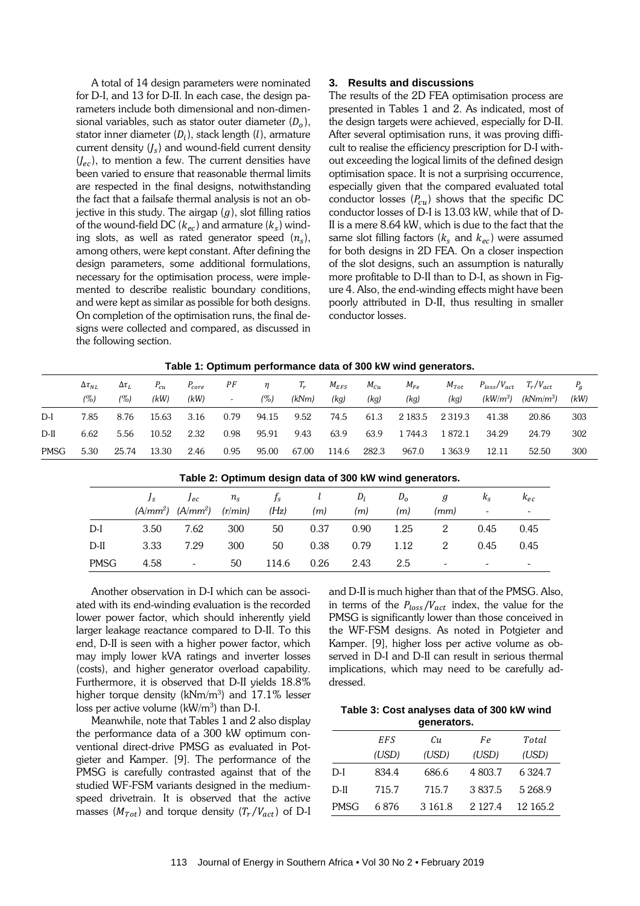A total of 14 design parameters were nominated for D-I, and 13 for D-II. In each case, the design parameters include both dimensional and non-dimensional variables, such as stator outer diameter ($D_o$), stator inner diameter ($D_i$), stack length ($l$), armature current density ($J_s$) and wound-field current density ($J_{ec}$), to mention a few. The current densities have been varied to ensure that reasonable thermal limits are respected in the final designs, notwithstanding the fact that a failsafe thermal analysis is not an objective in this study. The airgap ($g$), slot filling ratios of the wound-field DC ($k_{ec}$) and armature ($k_s$) winding slots, as well as rated generator speed ($n_s$), among others, were kept constant. After defining the design parameters, some additional formulations, necessary for the optimisation process, were implemented to describe realistic boundary conditions, and were kept as similar as possible for both designs. On completion of the optimisation runs, the final designs were collected and compared, as discussed in the following section.

## 3. Results and discussions

The results of the 2D FEA optimisation process are presented in Tables 1 and 2. As indicated, most of the design targets were achieved, especially for D-II. After several optimisation runs, it was proving difficult to realise the efficiency prescription for D-I without exceeding the logical limits of the defined design optimisation space. It is not a surprising occurrence, especially given that the compared evaluated total conductor losses ($P_{cu}$) shows that the specific DC conductor losses of D-I is 13.03 kW, while that of D-II is a mere 8.64 kW, which is due to the fact that the same slot filling factors ($k_s$ and $k_{ec}$) were assumed for both designs in 2D FEA. On a closer inspection of the slot designs, such an assumption is naturally more profitable to D-II than to D-I, as shown in Figure 4. Also, the end-winding effects might have been poorly attributed in D-II, thus resulting in smaller conductor losses.

**Table 1: Optimum performance data of 300 kW wind generators.**

| | $\Delta\tau_{NL}$ (%) | $\Delta\tau_L$ (%) | $P_{cu}$ (kW) | $P_{core}$ (kW) | $PF$ - | $\eta$ (%) | $T_r$ (kNm) | $M_{EFS}$ (kg) | $M_{Cu}$ (kg) | $M_{Fe}$ (kg) | $M_{Tot}$ (kg) | $P_{loss}/V_{act}$ (kW/m$^3$) | $T_r/V_{act}$ (kNm/m$^3$) | $P_g$ (kW) |
|---|---|---|---|---|---|---|---|---|---|---|---|---|---|---|
| D-I | 7.85 | 8.76 | 15.63 | 3.16 | 0.79 | 94.15 | 9.52 | 74.5 | 61.3 | 2 183.5 | 2 319.3 | 41.38 | 20.86 | 303 |
| D-II | 6.62 | 5.56 | 10.52 | 2.32 | 0.98 | 95.91 | 9.43 | 63.9 | 63.9 | 1 744.3 | 1 872.1 | 34.29 | 24.79 | 302 |
| PMSG | 5.30 | 25.74 | 13.30 | 2.46 | 0.95 | 95.00 | 67.00 | 114.6 | 282.3 | 967.0 | 1 363.9 | 12.11 | 52.50 | 300 |

**Table 2: Optimum design data of 300 kW wind generators.**

| | $J_s$ (A/mm$^2$) | $J_{ec}$ (A/mm$^2$) | $n_s$ (r/min) | $f_s$ (Hz) | $l$ (m) | $D_i$ (m) | $D_o$ (m) | $g$ (mm) | $k_s$ - | $k_{ec}$ - |
|---|---|---|---|---|---|---|---|---|---|---|
| D-I | 3.50 | 7.62 | 300 | 50 | 0.37 | 0.90 | 1.25 | 2 | 0.45 | 0.45 |
| D-II | 3.33 | 7.29 | 300 | 50 | 0.38 | 0.79 | 1.12 | 2 | 0.45 | 0.45 |
| PMSG | 4.58 | - | 50 | 114.6 | 0.26 | 2.43 | 2.5 | - | - | - |

Another observation in D-I which can be associated with its end-winding evaluation is the recorded lower power factor, which should inherently yield larger leakage reactance compared to D-II. To this end, D-II is seen with a higher power factor, which may imply lower kVA ratings and inverter losses (costs), and higher generator overload capability. Furthermore, it is observed that D-II yields 18.8% higher torque density (kNm/m$^3$) and 17.1% lesser loss per active volume (kW/m$^3$) than D-I.

Meanwhile, note that Tables 1 and 2 also display the performance data of a 300 kW optimum conventional direct-drive PMSG as evaluated in Potgieter and Kamper. [9]. The performance of the PMSG is carefully contrasted against that of the studied WF-FSM variants designed in the medium-speed drivetrain. It is observed that the active masses ($M_{Tot}$) and torque density ($T_r/V_{act}$) of D-I and D-II is much higher than that of the PMSG. Also, in terms of the $P_{loss}/V_{act}$ index, the value for the PMSG is significantly lower than those conceived in the WF-FSM designs. As noted in Potgieter and Kamper. [9], higher loss per active volume as observed in D-I and D-II can result in serious thermal implications, which may need to be carefully addressed.

**Table 3: Cost analyses data of 300 kW wind generators.**

| | $EFS$ (USD) | $Cu$ (USD) | $Fe$ (USD) | $Total$ (USD) |
|---|---|---|---|---|
| D-I | 834.4 | 686.6 | 4 803.7 | 6 324.7 |
| D-II | 715.7 | 715.7 | 3 837.5 | 5 268.9 |
| PMSG | 6 876 | 3 161.8 | 2 127.4 | 12 165.2 |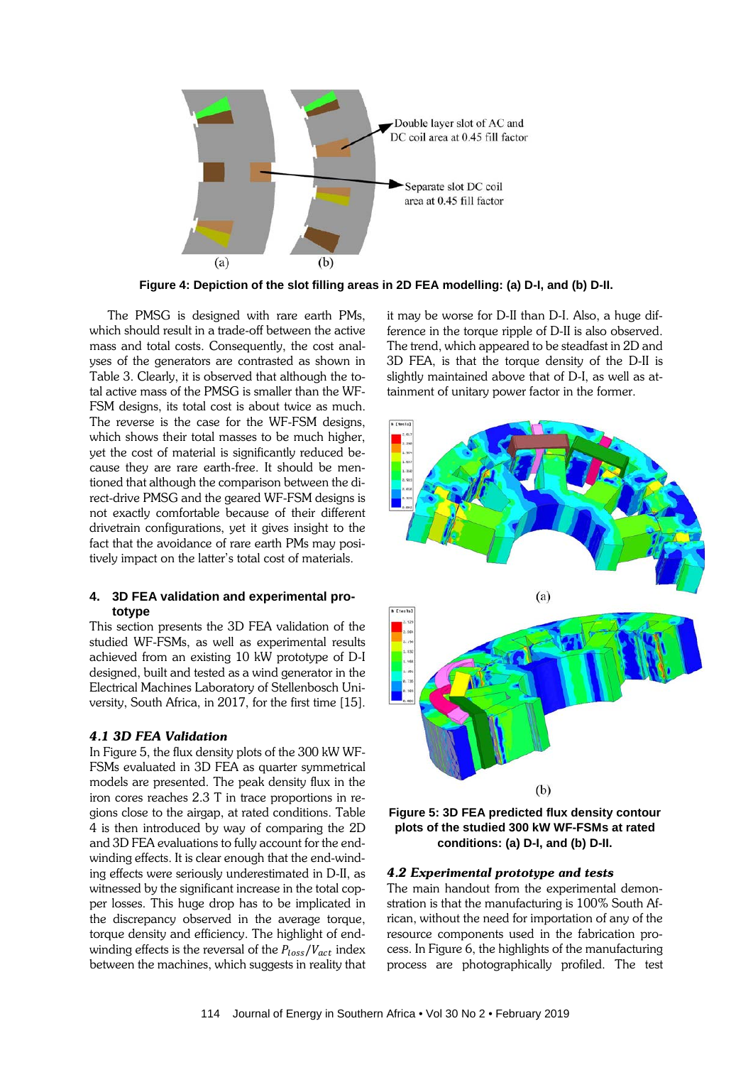Figure 4: Depiction of the slot filling areas in 2D FEA modelling: (a) D-I, and (b) D-II.

The PMSG is designed with rare earth PMs, which should result in a trade-off between the active mass and total costs. Consequently, the cost analyses of the generators are contrasted as shown in Table 3. Clearly, it is observed that although the total active mass of the PMSG is smaller than the WF-FSM designs, its total cost is about twice as much. The reverse is the case for the WF-FSM designs, which shows their total masses to be much higher, yet the cost of material is significantly reduced because they are rare earth-free. It should be mentioned that although the comparison between the direct-drive PMSG and the geared WF-FSM designs is not exactly comfortable because of their different drivetrain configurations, yet it gives insight to the fact that the avoidance of rare earth PMs may positively impact on the latter's total cost of materials.

## 4. 3D FEA validation and experimental prototype

This section presents the 3D FEA validation of the studied WF-FSMs, as well as experimental results achieved from an existing 10 kW prototype of D-I designed, built and tested as a wind generator in the Electrical Machines Laboratory of Stellenbosch University, South Africa, in 2017, for the first time [15].

### *4.1 3D FEA Validation*

In Figure 5, the flux density plots of the 300 kW WF-FSMs evaluated in 3D FEA as quarter symmetrical models are presented. The peak density flux in the iron cores reaches 2.3 T in trace proportions in regions close to the airgap, at rated conditions. Table 4 is then introduced by way of comparing the 2D and 3D FEA evaluations to fully account for the end-winding effects. It is clear enough that the end-winding effects were seriously underestimated in D-II, as witnessed by the significant increase in the total copper losses. This huge drop has to be implicated in the discrepancy observed in the average torque, torque density and efficiency. The highlight of end-winding effects is the reversal of the $P_{loss}/V_{act}$ index between the machines, which suggests in reality that it may be worse for D-II than D-I. Also, a huge difference in the torque ripple of D-II is also observed. The trend, which appeared to be steadfast in 2D and 3D FEA, is that the torque density of the D-II is slightly maintained above that of D-I, as well as attainment of unitary power factor in the former.

Figure 5: 3D FEA predicted flux density contour plots of the studied 300 kW WF-FSMs at rated conditions: (a) D-I, and (b) D-II.

### *4.2 Experimental prototype and tests*

The main handout from the experimental demonstration is that the manufacturing is 100% South African, without the need for importation of any of the resource components used in the fabrication process. In Figure 6, the highlights of the manufacturing process are photographically profiled. The test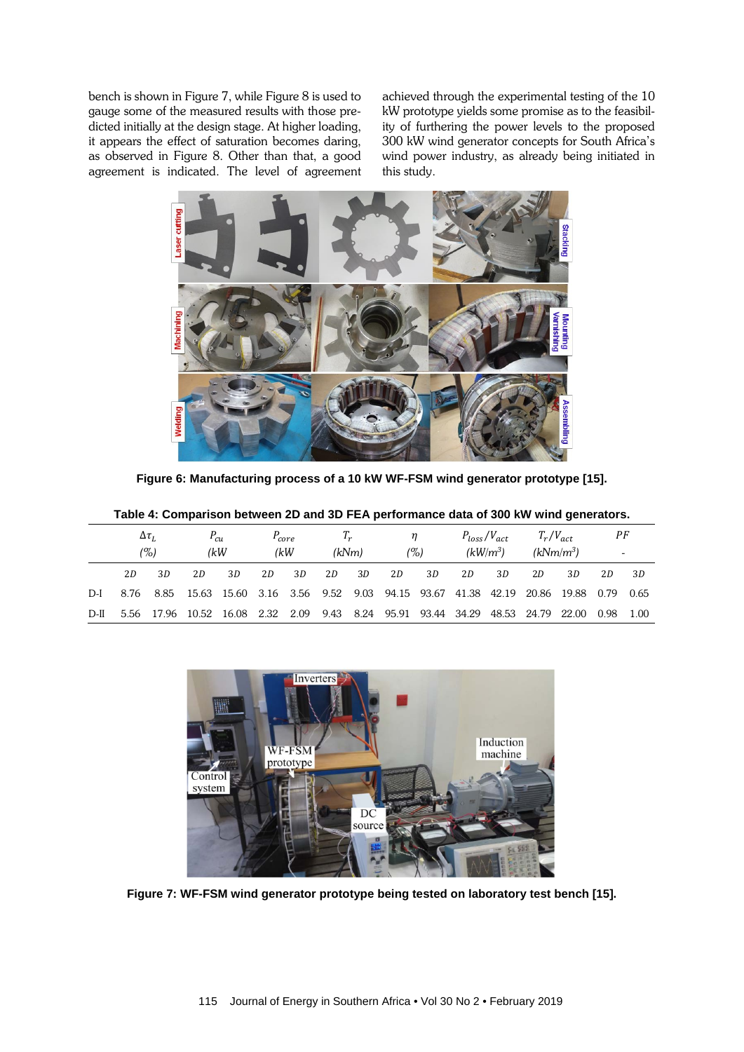bench is shown in Figure 7, while Figure 8 is used to gauge some of the measured results with those predicted initially at the design stage. At higher loading, it appears the effect of saturation becomes daring, as observed in Figure 8. Other than that, a good agreement is indicated. The level of agreement achieved through the experimental testing of the 10 kW prototype yields some promise as to the feasibility of furthering the power levels to the proposed 300 kW wind generator concepts for South Africa's wind power industry, as already being initiated in this study.

**Figure 6: Manufacturing process of a 10 kW WF-FSM wind generator prototype [15].**

**Table 4: Comparison between 2D and 3D FEA performance data of 300 kW wind generators.**

| | $\Delta\tau_L$ (%) | | $P_{cu}$ (kW | | $P_{core}$ (kW | | $T_r$ (kNm) | | $\eta$ (%) | | $P_{loss}/V_{act}$ ($kW/m^3$) | | $T_r/V_{act}$ ($kNm/m^3$) | | $PF$ - | |
|---|---|---|---|---|---|---|---|---|---|---|---|---|---|---|---|---|
| | 2D | 3D | 2D | 3D | 2D | 3D | 2D | 3D | 2D | 3D | 2D | 3D | 2D | 3D | 2D | 3D |
| D-I | 8.76 | 8.85 | 15.63 | 15.60 | 3.16 | 3.56 | 9.52 | 9.03 | 94.15 | 93.67 | 41.38 | 42.19 | 20.86 | 19.88 | 0.79 | 0.65 |
| D-II | 5.56 | 17.96 | 10.52 | 16.08 | 2.32 | 2.09 | 9.43 | 8.24 | 95.91 | 93.44 | 34.29 | 48.53 | 24.79 | 22.00 | 0.98 | 1.00 |

**Figure 7: WF-FSM wind generator prototype being tested on laboratory test bench [15].**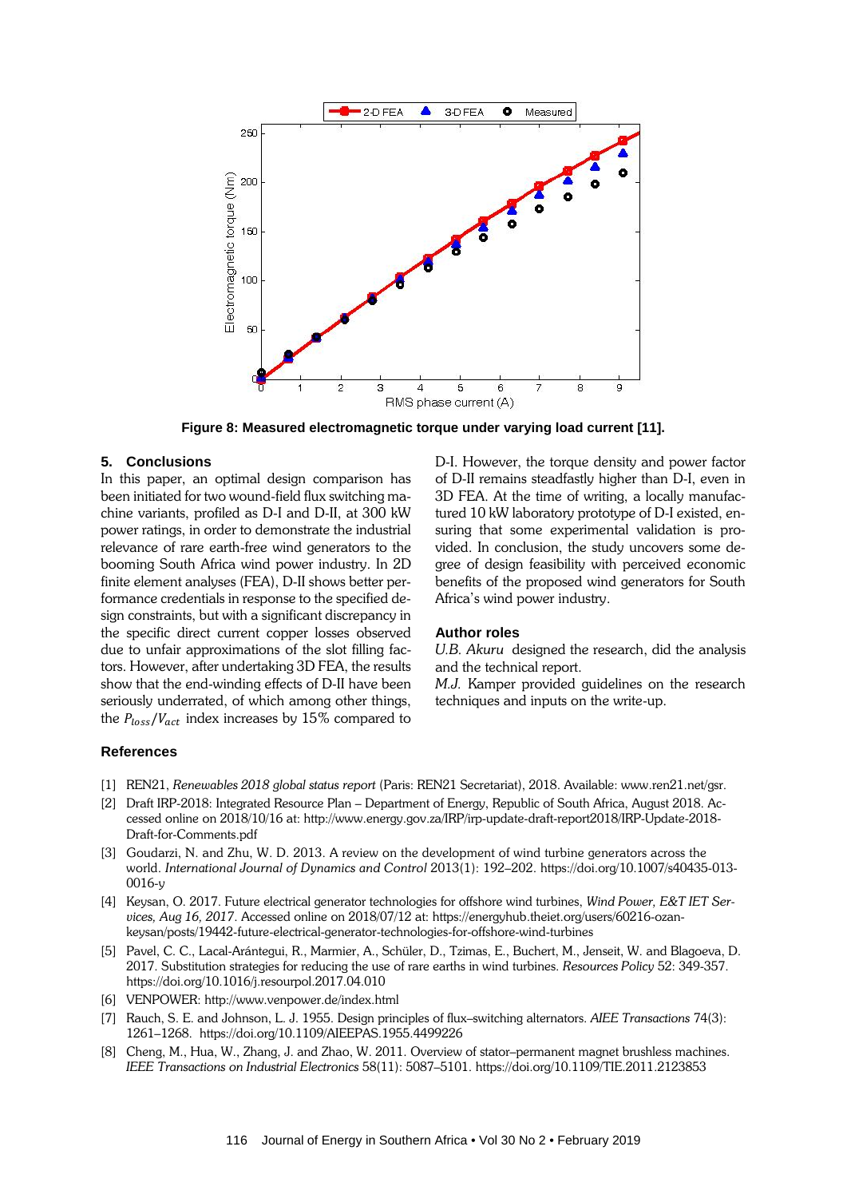**Figure 8: Measured electromagnetic torque under varying load current [11].**

## 5. Conclusions

In this paper, an optimal design comparison has been initiated for two wound-field flux switching machine variants, profiled as D-I and D-II, at 300 kW power ratings, in order to demonstrate the industrial relevance of rare earth-free wind generators to the booming South Africa wind power industry. In 2D finite element analyses (FEA), D-II shows better performance credentials in response to the specified design constraints, but with a significant discrepancy in the specific direct current copper losses observed due to unfair approximations of the slot filling factors. However, after undertaking 3D FEA, the results show that the end-winding effects of D-II have been seriously underrated, of which among other things, the $P_{loss}/V_{act}$ index increases by 15% compared to D-I. However, the torque density and power factor of D-II remains steadfastly higher than D-I, even in 3D FEA. At the time of writing, a locally manufactured 10 kW laboratory prototype of D-I existed, ensuring that some experimental validation is provided. In conclusion, the study uncovers some degree of design feasibility with perceived economic benefits of the proposed wind generators for South Africa's wind power industry.

### Author roles

*U.B. Akuru* designed the research, did the analysis and the technical report.

*M.J.* Kamper provided guidelines on the research techniques and inputs on the write-up.

## References

[1] REN21, *Renewables 2018 global status report* (Paris: REN21 Secretariat), 2018. Available: www.ren21.net/gsr.

[2] Draft IRP-2018: Integrated Resource Plan – Department of Energy, Republic of South Africa, August 2018. Accessed online on 2018/10/16 at: http://www.energy.gov.za/IRP/irp-update-draft-report2018/IRP-Update-2018-Draft-for-Comments.pdf

[3] Goudarzi, N. and Zhu, W. D. 2013. A review on the development of wind turbine generators across the world. *International Journal of Dynamics and Control* 2013(1): 192–202. https://doi.org/10.1007/s40435-013-0016-y

[4] Keysan, O. 2017. Future electrical generator technologies for offshore wind turbines, *Wind Power, E&T IET Services, Aug 16, 2017*. Accessed online on 2018/07/12 at: https://energyhub.theiet.org/users/60216-ozan-keysan/posts/19442-future-electrical-generator-technologies-for-offshore-wind-turbines

[5] Pavel, C. C., Lacal-Arántegui, R., Marmier, A., Schüler, D., Tzimas, E., Buchert, M., Jenseit, W. and Blagoeva, D. 2017. Substitution strategies for reducing the use of rare earths in wind turbines. *Resources Policy* 52: 349-357. https://doi.org/10.1016/j.resourpol.2017.04.010

[6] VENPOWER: http://www.venpower.de/index.html

[7] Rauch, S. E. and Johnson, L. J. 1955. Design principles of flux–switching alternators. *AIEE Transactions* 74(3): 1261–1268. https://doi.org/10.1109/AIEEPAS.1955.4499226

[8] Cheng, M., Hua, W., Zhang, J. and Zhao, W. 2011. Overview of stator–permanent magnet brushless machines. *IEEE Transactions on Industrial Electronics* 58(11): 5087–5101. https://doi.org/10.1109/TIE.2011.2123853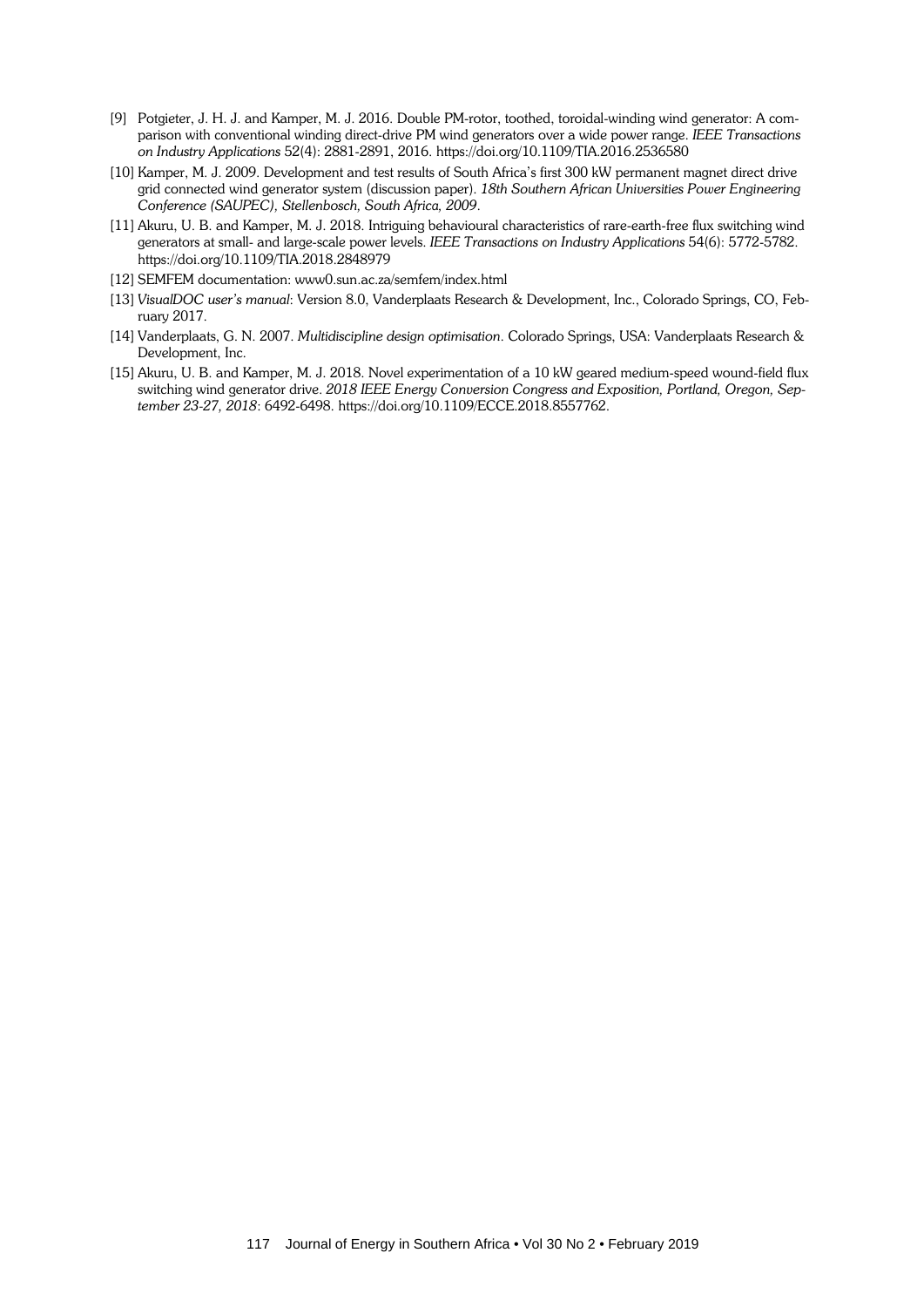[9] Potgieter, J. H. J. and Kamper, M. J. 2016. Double PM-rotor, toothed, toroidal-winding wind generator: A comparison with conventional winding direct-drive PM wind generators over a wide power range. *IEEE Transactions on Industry Applications* 52(4): 2881-2891, 2016. https://doi.org/10.1109/TIA.2016.2536580

[10] Kamper, M. J. 2009. Development and test results of South Africa's first 300 kW permanent magnet direct drive grid connected wind generator system (discussion paper). *18th Southern African Universities Power Engineering Conference (SAUPEC), Stellenbosch, South Africa, 2009*.

[11] Akuru, U. B. and Kamper, M. J. 2018. Intriguing behavioural characteristics of rare-earth-free flux switching wind generators at small- and large-scale power levels. *IEEE Transactions on Industry Applications* 54(6): 5772-5782. https://doi.org/10.1109/TIA.2018.2848979

[12] SEMFEM documentation: www0.sun.ac.za/semfem/index.html

[13] *VisualDOC user's manual*: Version 8.0, Vanderplaats Research & Development, Inc., Colorado Springs, CO, February 2017.

[14] Vanderplaats, G. N. 2007. *Multidiscipline design optimisation*. Colorado Springs, USA: Vanderplaats Research & Development, Inc.

[15] Akuru, U. B. and Kamper, M. J. 2018. Novel experimentation of a 10 kW geared medium-speed wound-field flux switching wind generator drive. *2018 IEEE Energy Conversion Congress and Exposition, Portland, Oregon, September 23-27, 2018*: 6492-6498. https://doi.org/10.1109/ECCE.2018.8557762.